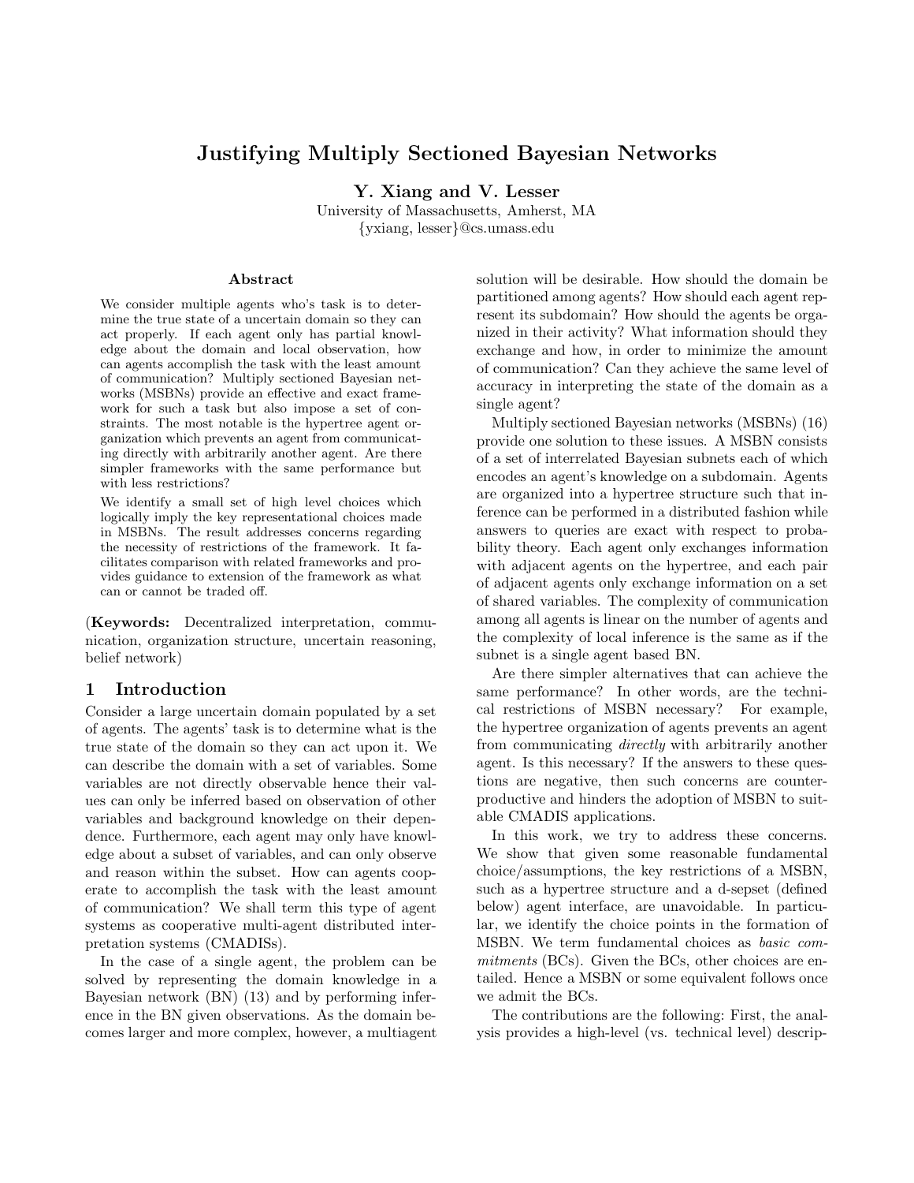// Justifying Multiply Sectioned Bayesian Networks

**Y. Xiang and V. Lesser**

University of Massachusetts, Amherst, MA

{yxiang, lesser}@cs.umass.edu

## Abstract

We consider multiple agents who's task is to determine the true state of a uncertain domain so they can act properly. If each agent only has partial knowledge about the domain and local observation, how can agents accomplish the task with the least amount of communication? Multiply sectioned Bayesian networks (MSBNs) provide an effective and exact framework for such a task but also impose a set of constraints. The most notable is the hypertree agent organization which prevents an agent from communicating directly with arbitrarily another agent. Are there simpler frameworks with the same performance but with less restrictions?

We identify a small set of high level choices which logically imply the key representational choices made in MSBNs. The result addresses concerns regarding the necessity of restrictions of the framework. It facilitates comparison with related frameworks and provides guidance to extension of the framework as what can or cannot be traded off.

(**Keywords:** Decentralized interpretation, communication, organization structure, uncertain reasoning, belief network)

## 1 Introduction

Consider a large uncertain domain populated by a set of agents. The agents' task is to determine what is the true state of the domain so they can act upon it. We can describe the domain with a set of variables. Some variables are not directly observable hence their values can only be inferred based on observation of other variables and background knowledge on their dependence. Furthermore, each agent may only have knowledge about a subset of variables, and can only observe and reason within the subset. How can agents cooperate to accomplish the task with the least amount of communication? We shall term this type of agent systems as cooperative multi-agent distributed interpretation systems (CMADISs).

In the case of a single agent, the problem can be solved by representing the domain knowledge in a Bayesian network (BN) (13) and by performing inference in the BN given observations. As the domain becomes larger and more complex, however, a multiagent solution will be desirable. How should the domain be partitioned among agents? How should each agent represent its subdomain? How should the agents be organized in their activity? What information should they exchange and how, in order to minimize the amount of communication? Can they achieve the same level of accuracy in interpreting the state of the domain as a single agent?

Multiply sectioned Bayesian networks (MSBNs) (16) provide one solution to these issues. A MSBN consists of a set of interrelated Bayesian subnets each of which encodes an agent's knowledge on a subdomain. Agents are organized into a hypertree structure such that inference can be performed in a distributed fashion while answers to queries are exact with respect to probability theory. Each agent only exchanges information with adjacent agents on the hypertree, and each pair of adjacent agents only exchange information on a set of shared variables. The complexity of communication among all agents is linear on the number of agents and the complexity of local inference is the same as if the subnet is a single agent based BN.

Are there simpler alternatives that can achieve the same performance? In other words, are the technical restrictions of MSBN necessary? For example, the hypertree organization of agents prevents an agent from communicating *directly* with arbitrarily another agent. Is this necessary? If the answers to these questions are negative, then such concerns are counterproductive and hinders the adoption of MSBN to suitable CMADIS applications.

In this work, we try to address these concerns. We show that given some reasonable fundamental choice/assumptions, the key restrictions of a MSBN, such as a hypertree structure and a d-sepset (defined below) agent interface, are unavoidable. In particular, we identify the choice points in the formation of MSBN. We term fundamental choices as *basic commitments* (BCs). Given the BCs, other choices are entailed. Hence a MSBN or some equivalent follows once we admit the BCs.

The contributions are the following: First, the analysis provides a high-level (vs. technical level) descrip-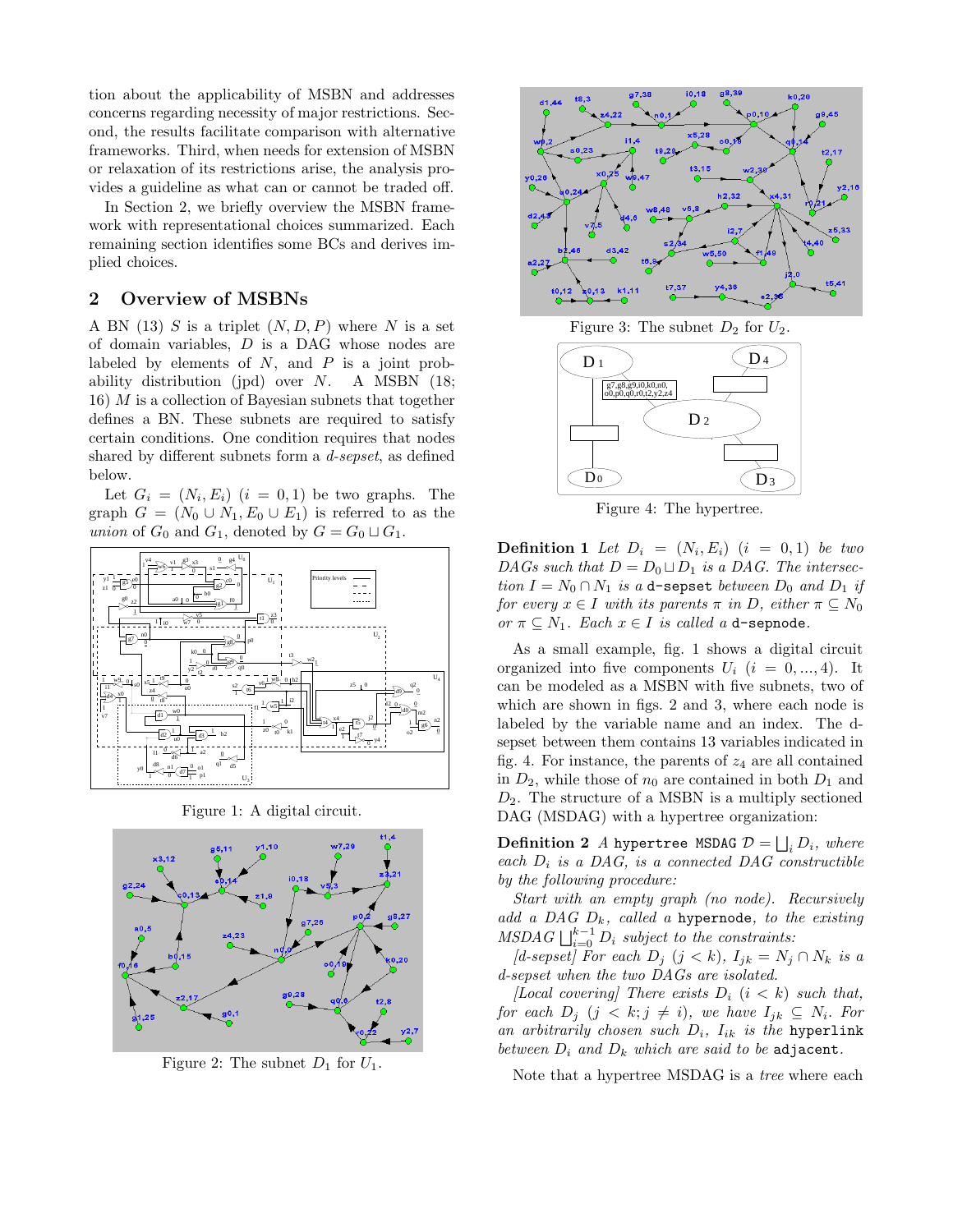tion about the applicability of MSBN and addresses concerns regarding necessity of major restrictions. Second, the results facilitate comparison with alternative frameworks. Third, when needs for extension of MSBN or relaxation of its restrictions arise, the analysis provides a guideline as what can or cannot be traded off.

In Section 2, we briefly overview the MSBN framework with representational choices summarized. Each remaining section identifies some BCs and derives implied choices.

## 2 Overview of MSBNs

A BN (13) $S$ is a triplet $(N, D, P)$ where $N$ is a set of domain variables, $D$ is a DAG whose nodes are labeled by elements of $N$, and $P$ is a joint probability distribution (jpd) over $N$. A MSBN (18; 16) $M$ is a collection of Bayesian subnets that together defines a BN. These subnets are required to satisfy certain conditions. One condition requires that nodes shared by different subnets form a *d-sepset*, as defined below.

Let $G_i = (N_i, E_i)$ $(i = 0, 1)$ be two graphs. The graph $G = (N_0 \cup N_1, E_0 \cup E_1)$ is referred to as the *union* of $G_0$ and $G_1$, denoted by $G = G_0 \sqcup G_1$.

Figure 1: A digital circuit.

Figure 2: The subnet $D_1$ for $U_1$.

Figure 3: The subnet $D_2$ for $U_2$.

Figure 4: The hypertree.

**Definition 1** *Let $D_i = (N_i, E_i)$ $(i = 0, 1)$ be two DAGs such that $D = D_0 \sqcup D_1$ is a DAG. The intersection $I = N_0 \cap N_1$ is a* `d-sepset` *between $D_0$ and $D_1$ if for every $x \in I$ with its parents $\pi$ in $D$, either $\pi \subseteq N_0$ or $\pi \subseteq N_1$. Each $x \in I$ is called a* `d-sepnode`.

As a small example, fig. 1 shows a digital circuit organized into five components $U_i$ $(i = 0, ..., 4)$. It can be modeled as a MSBN with five subnets, two of which are shown in figs. 2 and 3, where each node is labeled by the variable name and an index. The d-sepset between them contains 13 variables indicated in fig. 4. For instance, the parents of $z_4$ are all contained in $D_2$, while those of $n_0$ are contained in both $D_1$ and $D_2$. The structure of a MSBN is a multiply sectioned DAG (MSDAG) with a hypertree organization:

**Definition 2** *A* `hypertree MSDAG` *$\mathcal{D} = \bigsqcup_i D_i$, where each $D_i$ is a DAG, is a connected DAG constructible by the following procedure:*

*Start with an empty graph (no node). Recursively add a DAG $D_k$, called a* `hypernode`*, to the existing MSDAG $\bigsqcup_{i=0}^{k-1} D_i$ subject to the constraints:*

*[d-sepset] For each $D_j$ $(j < k)$, $I_{jk} = N_j \cap N_k$ is a d-sepset when the two DAGs are isolated.*

*[Local covering] There exists $D_i$ $(i < k)$ such that, for each $D_j$ $(j < k; j \neq i)$, we have $I_{jk} \subseteq N_i$. For an arbitrarily chosen such $D_i$, $I_{ik}$ is the* `hyperlink` *between $D_i$ and $D_k$ which are said to be* `adjacent`.

Note that a hypertree MSDAG is a *tree* where each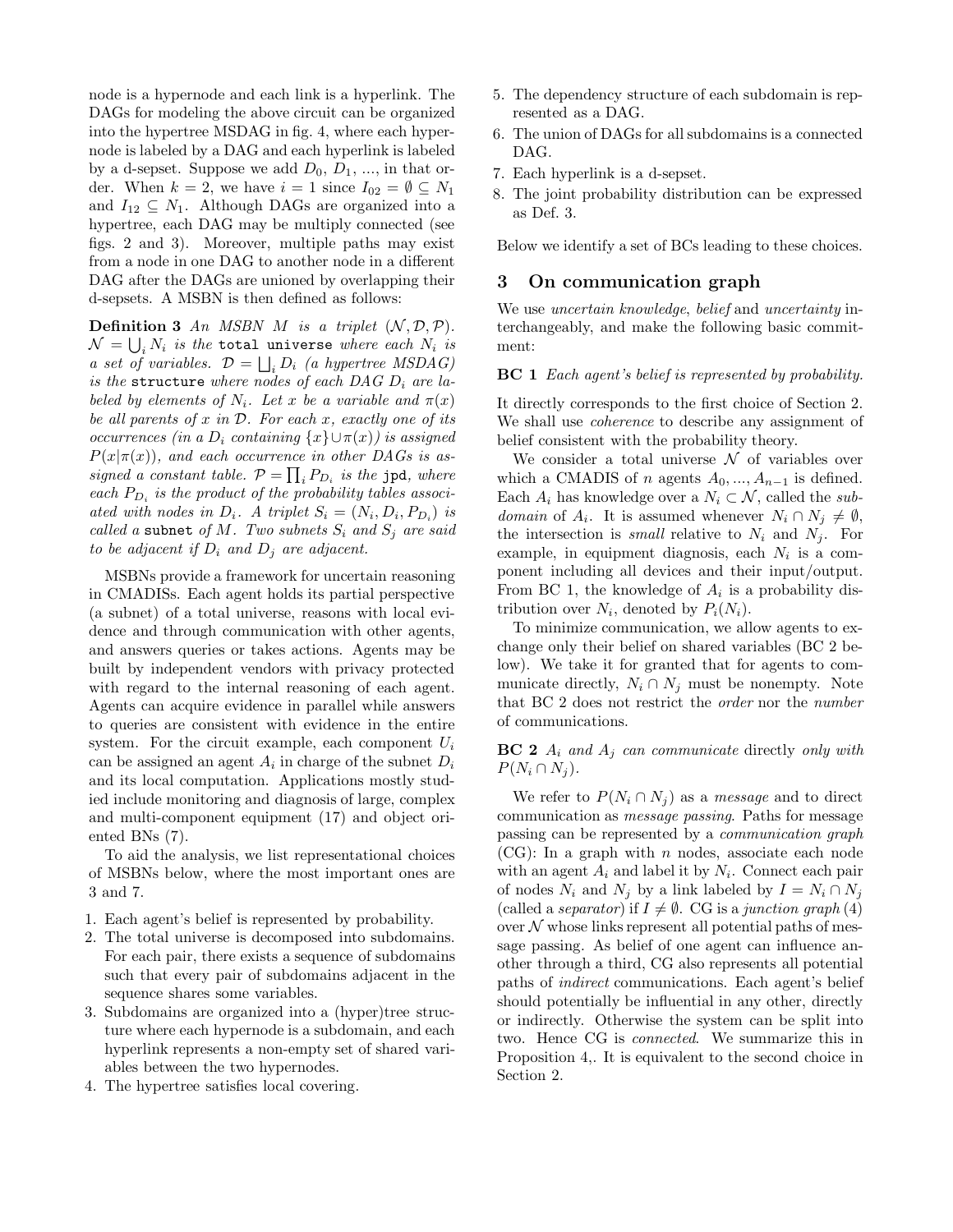node is a hypernode and each link is a hyperlink. The DAGs for modeling the above circuit can be organized into the hypertree MSDAG in fig. 4, where each hypernode is labeled by a DAG and each hyperlink is labeled by a d-sepset. Suppose we add $D_0$, $D_1$, ..., in that order. When $k = 2$, we have $i = 1$ since $I_{02} = \emptyset \subseteq N_1$ and $I_{12} \subseteq N_1$. Although DAGs are organized into a hypertree, each DAG may be multiply connected (see figs. 2 and 3). Moreover, multiple paths may exist from a node in one DAG to another node in a different DAG after the DAGs are unioned by overlapping their d-sepsets. A MSBN is then defined as follows:

**Definition 3** *An MSBN $M$ is a triplet $(\mathcal{N}, \mathcal{D}, \mathcal{P})$. $\mathcal{N} = \bigcup_i N_i$ is the* `total universe` *where each $N_i$ is a set of variables. $\mathcal{D} = \bigsqcup_i D_i$ (a hypertree MSDAG) is the* `structure` *where nodes of each DAG $D_i$ are labeled by elements of $N_i$. Let $x$ be a variable and $\pi(x)$ be all parents of $x$ in $\mathcal{D}$. For each $x$, exactly one of its occurrences (in a $D_i$ containing $\{x\} \cup \pi(x)$) is assigned $P(x|\pi(x))$, and each occurrence in other DAGs is assigned a constant table. $\mathcal{P} = \prod_i P_{D_i}$ is the* `jpd`*, where each $P_{D_i}$ is the product of the probability tables associated with nodes in $D_i$. A triplet $S_i = (N_i, D_i, P_{D_i})$ is called a* `subnet` *of $M$. Two subnets $S_i$ and $S_j$ are said to be adjacent if $D_i$ and $D_j$ are adjacent.*

MSBNs provide a framework for uncertain reasoning in CMADISs. Each agent holds its partial perspective (a subnet) of a total universe, reasons with local evidence and through communication with other agents, and answers queries or takes actions. Agents may be built by independent vendors with privacy protected with regard to the internal reasoning of each agent. Agents can acquire evidence in parallel while answers to queries are consistent with evidence in the entire system. For the circuit example, each component $U_i$ can be assigned an agent $A_i$ in charge of the subnet $D_i$ and its local computation. Applications mostly studied include monitoring and diagnosis of large, complex and multi-component equipment (17) and object oriented BNs (7).

To aid the analysis, we list representational choices of MSBNs below, where the most important ones are 3 and 7.

1. Each agent's belief is represented by probability.
2. The total universe is decomposed into subdomains. For each pair, there exists a sequence of subdomains such that every pair of subdomains adjacent in the sequence shares some variables.
3. Subdomains are organized into a (hyper)tree structure where each hypernode is a subdomain, and each hyperlink represents a non-empty set of shared variables between the two hypernodes.
4. The hypertree satisfies local covering.
5. The dependency structure of each subdomain is represented as a DAG.
6. The union of DAGs for all subdomains is a connected DAG.
7. Each hyperlink is a d-sepset.
8. The joint probability distribution can be expressed as Def. 3.

Below we identify a set of BCs leading to these choices.

## 3 On communication graph

We use *uncertain knowledge*, *belief* and *uncertainty* interchangeably, and make the following basic commitment:

**BC 1** *Each agent's belief is represented by probability.*

It directly corresponds to the first choice of Section 2. We shall use *coherence* to describe any assignment of belief consistent with the probability theory.

We consider a total universe $\mathcal{N}$ of variables over which a CMADIS of $n$ agents $A_0, ..., A_{n-1}$ is defined. Each $A_i$ has knowledge over a $N_i \subset \mathcal{N}$, called the *subdomain* of $A_i$. It is assumed whenever $N_i \cap N_j \neq \emptyset$, the intersection is *small* relative to $N_i$ and $N_j$. For example, in equipment diagnosis, each $N_i$ is a component including all devices and their input/output. From BC 1, the knowledge of $A_i$ is a probability distribution over $N_i$, denoted by $P_i(N_i)$.

To minimize communication, we allow agents to exchange only their belief on shared variables (BC 2 below). We take it for granted that for agents to communicate directly, $N_i \cap N_j$ must be nonempty. Note that BC 2 does not restrict the *order* nor the *number* of communications.

**BC 2** *$A_i$ and $A_j$ can communicate* directly *only with $P(N_i \cap N_j)$.*

We refer to $P(N_i \cap N_j)$ as a *message* and to direct communication as *message passing*. Paths for message passing can be represented by a *communication graph* (CG): In a graph with $n$ nodes, associate each node with an agent $A_i$ and label it by $N_i$. Connect each pair of nodes $N_i$ and $N_j$ by a link labeled by $I = N_i \cap N_j$ (called a *separator*) if $I \neq \emptyset$. CG is a *junction graph* (4) over $\mathcal{N}$ whose links represent all potential paths of message passing. As belief of one agent can influence another through a third, CG also represents all potential paths of *indirect* communications. Each agent's belief should potentially be influential in any other, directly or indirectly. Otherwise the system can be split into two. Hence CG is *connected*. We summarize this in Proposition 4,. It is equivalent to the second choice in Section 2.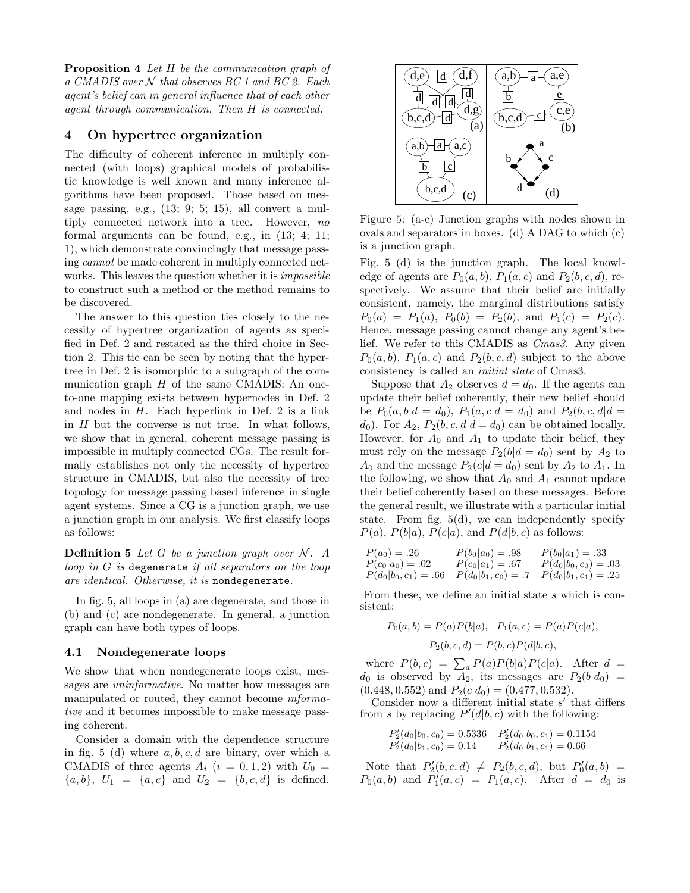**Proposition 4** *Let $H$ be the communication graph of a CMADIS over $\mathcal{N}$ that observes BC 1 and BC 2. Each agent's belief can in general influence that of each other agent through communication. Then $H$ is connected.*

## 4 On hypertree organization

The difficulty of coherent inference in multiply connected (with loops) graphical models of probabilistic knowledge is well known and many inference algorithms have been proposed. Those based on message passing, e.g., (13; 9; 5; 15), all convert a multiply connected network into a tree. However, *no* formal arguments can be found, e.g., in (13; 4; 11; 1), which demonstrate convincingly that message passing *cannot* be made coherent in multiply connected networks. This leaves the question whether it is *impossible* to construct such a method or the method remains to be discovered.

The answer to this question ties closely to the necessity of hypertree organization of agents as specified in Def. 2 and restated as the third choice in Section 2. This tie can be seen by noting that the hypertree in Def. 2 is isomorphic to a subgraph of the communication graph $H$ of the same CMADIS: An one-to-one mapping exists between hypernodes in Def. 2 and nodes in $H$. Each hyperlink in Def. 2 is a link in $H$ but the converse is not true. In what follows, we show that in general, coherent message passing is impossible in multiply connected CGs. The result formally establishes not only the necessity of hypertree structure in CMADIS, but also the necessity of tree topology for message passing based inference in single agent systems. Since a CG is a junction graph, we use a junction graph in our analysis. We first classify loops as follows:

**Definition 5** *Let $G$ be a junction graph over $\mathcal{N}$. A loop in $G$ is* degenerate *if all separators on the loop are identical. Otherwise, it is* nondegenerate.

In fig. 5, all loops in (a) are degenerate, and those in (b) and (c) are nondegenerate. In general, a junction graph can have both types of loops.

### 4.1 Nondegenerate loops

We show that when nondegenerate loops exist, messages are *uninformative*. No matter how messages are manipulated or routed, they cannot become *informative* and it becomes impossible to make message passing coherent.

Consider a domain with the dependence structure in fig. 5 (d) where $a, b, c, d$ are binary, over which a CMADIS of three agents $A_i$ $(i = 0, 1, 2)$ with $U_0 = \{a, b\}$, $U_1 = \{a, c\}$ and $U_2 = \{b, c, d\}$ is defined.

Figure 5: (a-c) Junction graphs with nodes shown in ovals and separators in boxes. (d) A DAG to which (c) is a junction graph.

Fig. 5 (d) is the junction graph. The local knowledge of agents are $P_0(a, b)$, $P_1(a, c)$ and $P_2(b, c, d)$, respectively. We assume that their belief are initially consistent, namely, the marginal distributions satisfy $P_0(a) = P_1(a)$, $P_0(b) = P_2(b)$, and $P_1(c) = P_2(c)$. Hence, message passing cannot change any agent's belief. We refer to this CMADIS as *Cmas3*. Any given $P_0(a, b)$, $P_1(a, c)$ and $P_2(b, c, d)$ subject to the above consistency is called an *initial state* of Cmas3.

Suppose that $A_2$ observes $d = d_0$. If the agents can update their belief coherently, their new belief should be $P_0(a, b|d = d_0)$, $P_1(a, c|d = d_0)$ and $P_2(b, c, d|d = d_0)$. For $A_2$, $P_2(b, c, d|d = d_0)$ can be obtained locally. However, for $A_0$ and $A_1$ to update their belief, they must rely on the message $P_2(b|d = d_0)$ sent by $A_2$ to $A_0$ and the message $P_2(c|d = d_0)$ sent by $A_2$ to $A_1$. In the following, we show that $A_0$ and $A_1$ cannot update their belief coherently based on these messages. Before the general result, we illustrate with a particular initial state. From fig. 5(d), we can independently specify $P(a)$, $P(b|a)$, $P(c|a)$, and $P(d|b, c)$ as follows:

$$
\begin{array}{lll}
P(a_0) = .26 & P(b_0|a_0) = .98 & P(b_0|a_1) = .33 \\
P(c_0|a_0) = .02 & P(c_0|a_1) = .67 & P(d_0|b_0, c_0) = .03 \\
P(d_0|b_0, c_1) = .66 & P(d_0|b_1, c_0) = .7 & P(d_0|b_1, c_1) = .25
\end{array}
$$

From these, we define an initial state $s$ which is consistent:

$$P_0(a, b) = P(a)P(b|a), \quad P_1(a, c) = P(a)P(c|a),$$

$$P_2(b, c, d) = P(b, c)P(d|b, c),$$

where $P(b, c) = \sum_a P(a)P(b|a)P(c|a)$. After $d = d_0$ is observed by $A_2$, its messages are $P_2(b|d_0) = (0.448, 0.552)$ and $P_2(c|d_0) = (0.477, 0.532)$.

Consider now a different initial state $s'$ that differs from $s$ by replacing $P'(d|b, c)$ with the following:

$$
\begin{array}{ll}
P'_2(d_0|b_0, c_0) = 0.5336 & P'_2(d_0|b_0, c_1) = 0.1154 \\
P'_2(d_0|b_1, c_0) = 0.14 & P'_2(d_0|b_1, c_1) = 0.66
\end{array}
$$

Note that $P'_2(b, c, d) \neq P_2(b, c, d)$, but $P'_0(a, b) = P_0(a, b)$ and $P'_1(a, c) = P_1(a, c)$. After $d = d_0$ is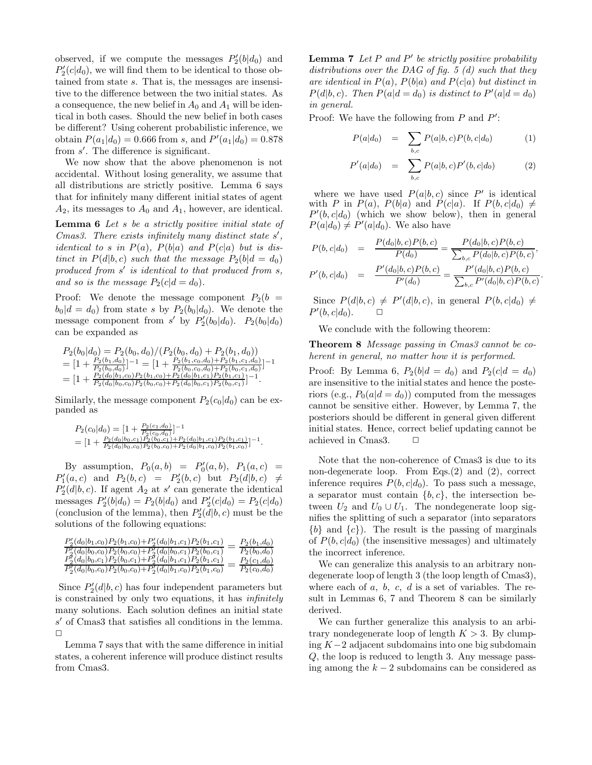observed, if we compute the messages $P_2'(b|d_0)$ and $P_2'(c|d_0)$, we will find them to be identical to those obtained from state $s$. That is, the messages are insensitive to the difference between the two initial states. As a consequence, the new belief in $A_0$ and $A_1$ will be identical in both cases. Should the new belief in both cases be different? Using coherent probabilistic inference, we obtain $P(a_1|d_0) = 0.666$ from $s$, and $P'(a_1|d_0) = 0.878$ from $s'$. The difference is significant.

We now show that the above phenomenon is not accidental. Without losing generality, we assume that all distributions are strictly positive. Lemma 6 says that for infinitely many different initial states of agent $A_2$, its messages to $A_0$ and $A_1$, however, are identical.

**Lemma 6** *Let $s$ be a strictly positive initial state of Cmas3. There exists infinitely many distinct state $s'$, identical to $s$ in $P(a)$, $P(b|a)$ and $P(c|a)$ but is distinct in $P(d|b,c)$ such that the message $P_2(b|d=d_0)$ produced from $s'$ is identical to that produced from $s$, and so is the message $P_2(c|d=d_0)$.*

Proof: We denote the message component $P_2(b = b_0|d = d_0)$ from state $s$ by $P_2(b_0|d_0)$. We denote the message component from $s'$ by $P_2'(b_0|d_0)$. $P_2(b_0|d_0)$ can be expanded as

$$
\begin{aligned}
&P_2(b_0|d_0) = P_2(b_0,d_0)/(P_2(b_0,d_0) + P_2(b_1,d_0)) \\
&= [1 + \tfrac{P_2(b_1,d_0)}{P_2(b_0,d_0)}]^{-1} = [1 + \tfrac{P_2(b_1,c_0,d_0)+P_2(b_1,c_1,d_0)}{P_2(b_0,c_0,d_0)+P_2(b_0,c_1,d_0)}]^{-1} \\
&= [1 + \tfrac{P_2(d_0|b_1,c_0)P_2(b_1,c_0)+P_2(d_0|b_1,c_1)P_2(b_1,c_1)}{P_2(d_0|b_0,c_0)P_2(b_0,c_0)+P_2(d_0|b_0,c_1)P_2(b_0,c_1)}]^{-1}.
\end{aligned}
$$

Similarly, the message component $P_2(c_0|d_0)$ can be expanded as

$$
\begin{aligned}
&P_2(c_0|d_0) = [1 + \tfrac{P_2(c_1,d_0)}{P_2(c_0,d_0)}]^{-1} \\
&= [1 + \tfrac{P_2(d_0|b_0,c_1)P_2(b_0,c_1)+P_2(d_0|b_1,c_1)P_2(b_1,c_1)}{P_2(d_0|b_0,c_0)P_2(b_0,c_0)+P_2(d_0|b_1,c_0)P_2(b_1,c_0)}]^{-1}.
\end{aligned}
$$

By assumption, $P_0(a,b) = P_0'(a,b)$, $P_1(a,c) = P_1'(a,c)$ and $P_2(b,c) = P_2'(b,c)$ but $P_2(d|b,c) \neq P_2'(d|b,c)$. If agent $A_2$ at $s'$ can generate the identical messages $P_2'(b|d_0) = P_2(b|d_0)$ and $P_2'(c|d_0) = P_2(c|d_0)$ (conclusion of the lemma), then $P_2'(d|b,c)$ must be the solutions of the following equations:

$$
\begin{aligned}
\tfrac{P_2'(d_0|b_1,c_0)P_2(b_1,c_0)+P_2'(d_0|b_1,c_1)P_2(b_1,c_1)}{P_2'(d_0|b_0,c_0)P_2(b_0,c_0)+P_2'(d_0|b_0,c_1)P_2(b_0,c_1)} &= \tfrac{P_2(b_1,d_0)}{P_2(b_0,d_0)} \\
\tfrac{P_2'(d_0|b_0,c_1)P_2(b_0,c_1)+P_2'(d_0|b_1,c_1)P_2(b_1,c_1)}{P_2'(d_0|b_0,c_0)P_2(b_0,c_0)+P_2'(d_0|b_1,c_0)P_2(b_1,c_0)} &= \tfrac{P_2(c_1,d_0)}{P_2(c_0,d_0)}
\end{aligned}
$$

Since $P_2'(d|b,c)$ has four independent parameters but is constrained by only two equations, it has *infinitely* many solutions. Each solution defines an initial state $s'$ of Cmas3 that satisfies all conditions in the lemma. □

Lemma 7 says that with the same difference in initial states, a coherent inference will produce distinct results from Cmas3.

**Lemma 7** *Let $P$ and $P'$ be strictly positive probability distributions over the DAG of fig. 5 (d) such that they are identical in $P(a)$, $P(b|a)$ and $P(c|a)$ but distinct in $P(d|b,c)$. Then $P(a|d=d_0)$ is distinct to $P'(a|d=d_0)$ in general.*

Proof: We have the following from $P$ and $P'$:

$$
P(a|d_0) = \sum_{b,c} P(a|b,c)P(b,c|d_0) \qquad (1)
$$

$$
P'(a|d_0) = \sum_{b,c} P(a|b,c)P'(b,c|d_0) \qquad (2)
$$

where we have used $P(a|b,c)$ since $P'$ is identical with $P$ in $P(a)$, $P(b|a)$ and $P(c|a)$. If $P(b,c|d_0) \neq P'(b,c|d_0)$ (which we show below), then in general $P(a|d_0) \neq P'(a|d_0)$. We also have

$$
P(b,c|d_0) = \frac{P(d_0|b,c)P(b,c)}{P(d_0)} = \frac{P(d_0|b,c)P(b,c)}{\sum_{b,c} P(d_0|b,c)P(b,c)},
$$

$$
P'(b,c|d_0) = \frac{P'(d_0|b,c)P(b,c)}{P'(d_0)} = \frac{P'(d_0|b,c)P(b,c)}{\sum_{b,c} P'(d_0|b,c)P(b,c)}.
$$

Since $P(d|b,c) \neq P'(d|b,c)$, in general $P(b,c|d_0) \neq P'(b,c|d_0)$. □

We conclude with the following theorem:

**Theorem 8** *Message passing in Cmas3 cannot be coherent in general, no matter how it is performed.*

Proof: By Lemma 6, $P_2(b|d=d_0)$ and $P_2(c|d=d_0)$ are insensitive to the initial states and hence the posteriors (e.g., $P_0(a|d=d_0)$) computed from the messages cannot be sensitive either. However, by Lemma 7, the posteriors should be different in general given different initial states. Hence, correct belief updating cannot be achieved in Cmas3. □

Note that the non-coherence of Cmas3 is due to its non-degenerate loop. From Eqs.(2) and (2), correct inference requires $P(b,c|d_0)$. To pass such a message, a separator must contain $\{b,c\}$, the intersection between $U_2$ and $U_0 \cup U_1$. The nondegenerate loop signifies the splitting of such a separator (into separators $\{b\}$ and $\{c\}$). The result is the passing of marginals of $P(b,c|d_0)$ (the insensitive messages) and ultimately the incorrect inference.

We can generalize this analysis to an arbitrary nondegenerate loop of length 3 (the loop length of Cmas3), where each of $a$, $b$, $c$, $d$ is a set of variables. The result in Lemmas 6, 7 and Theorem 8 can be similarly derived.

We can further generalize this analysis to an arbitrary nondegenerate loop of length $K > 3$. By clumping $K-2$ adjacent subdomains into one big subdomain $Q$, the loop is reduced to length 3. Any message passing among the $k-2$ subdomains can be considered as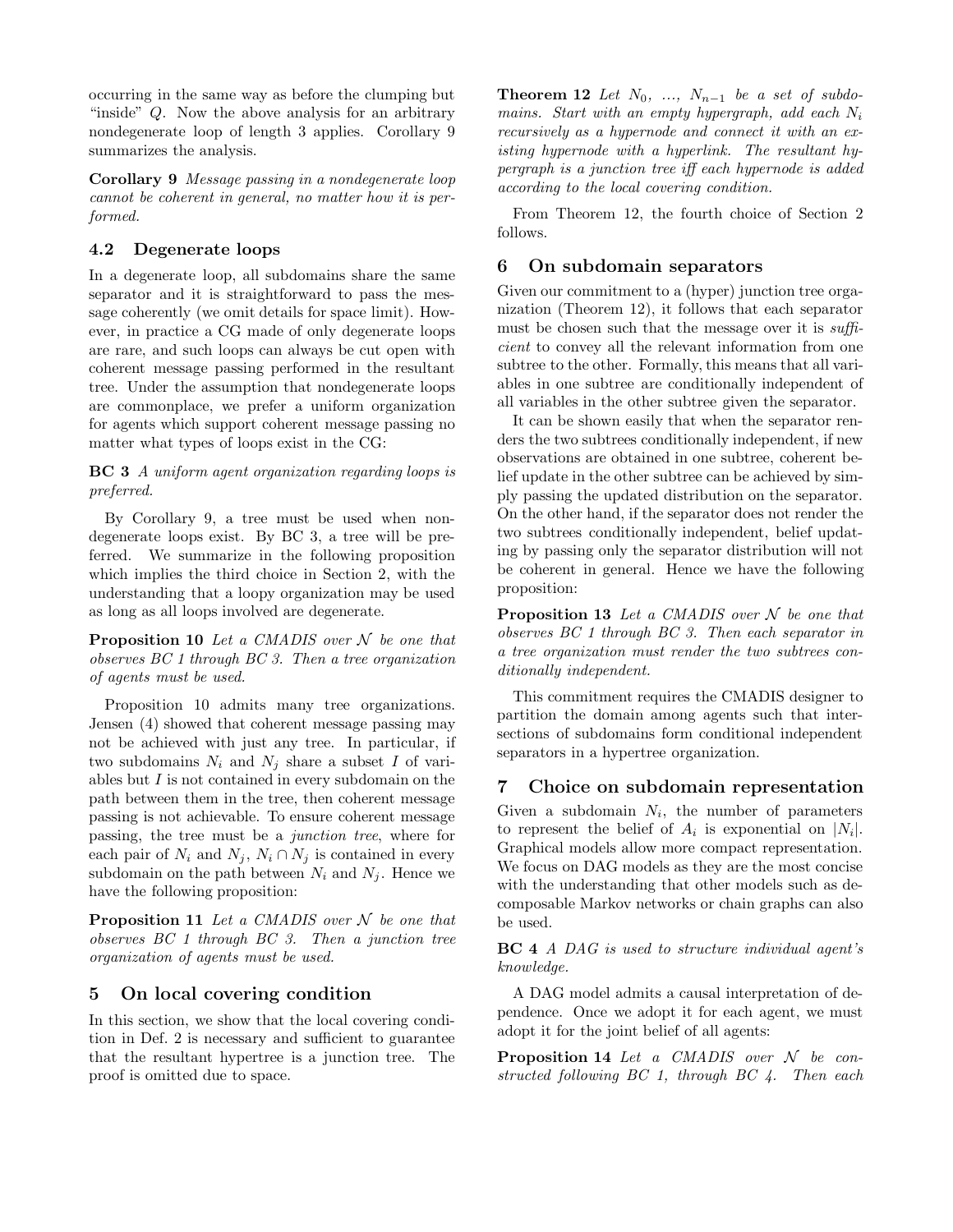occurring in the same way as before the clumping but "inside" $Q$. Now the above analysis for an arbitrary nondegenerate loop of length 3 applies. Corollary 9 summarizes the analysis.

**Corollary 9** *Message passing in a nondegenerate loop cannot be coherent in general, no matter how it is performed.*

### 4.2 Degenerate loops

In a degenerate loop, all subdomains share the same separator and it is straightforward to pass the message coherently (we omit details for space limit). However, in practice a CG made of only degenerate loops are rare, and such loops can always be cut open with coherent message passing performed in the resultant tree. Under the assumption that nondegenerate loops are commonplace, we prefer a uniform organization for agents which support coherent message passing no matter what types of loops exist in the CG:

**BC 3** *A uniform agent organization regarding loops is preferred.*

By Corollary 9, a tree must be used when nondegenerate loops exist. By BC 3, a tree will be preferred. We summarize in the following proposition which implies the third choice in Section 2, with the understanding that a loopy organization may be used as long as all loops involved are degenerate.

**Proposition 10** *Let a CMADIS over $\mathcal{N}$ be one that observes BC 1 through BC 3. Then a tree organization of agents must be used.*

Proposition 10 admits many tree organizations. Jensen (4) showed that coherent message passing may not be achieved with just any tree. In particular, if two subdomains $N_i$ and $N_j$ share a subset $I$ of variables but $I$ is not contained in every subdomain on the path between them in the tree, then coherent message passing is not achievable. To ensure coherent message passing, the tree must be a *junction tree*, where for each pair of $N_i$ and $N_j$, $N_i \cap N_j$ is contained in every subdomain on the path between $N_i$ and $N_j$. Hence we have the following proposition:

**Proposition 11** *Let a CMADIS over $\mathcal{N}$ be one that observes BC 1 through BC 3. Then a junction tree organization of agents must be used.*

## 5 On local covering condition

In this section, we show that the local covering condition in Def. 2 is necessary and sufficient to guarantee that the resultant hypertree is a junction tree. The proof is omitted due to space.

**Theorem 12** *Let $N_0, \ldots, N_{n-1}$ be a set of subdomains. Start with an empty hypergraph, add each $N_i$ recursively as a hypernode and connect it with an existing hypernode with a hyperlink. The resultant hypergraph is a junction tree iff each hypernode is added according to the local covering condition.*

From Theorem 12, the fourth choice of Section 2 follows.

## 6 On subdomain separators

Given our commitment to a (hyper) junction tree organization (Theorem 12), it follows that each separator must be chosen such that the message over it is *sufficient* to convey all the relevant information from one subtree to the other. Formally, this means that all variables in one subtree are conditionally independent of all variables in the other subtree given the separator.

It can be shown easily that when the separator renders the two subtrees conditionally independent, if new observations are obtained in one subtree, coherent belief update in the other subtree can be achieved by simply passing the updated distribution on the separator. On the other hand, if the separator does not render the two subtrees conditionally independent, belief updating by passing only the separator distribution will not be coherent in general. Hence we have the following proposition:

**Proposition 13** *Let a CMADIS over $\mathcal{N}$ be one that observes BC 1 through BC 3. Then each separator in a tree organization must render the two subtrees conditionally independent.*

This commitment requires the CMADIS designer to partition the domain among agents such that intersections of subdomains form conditional independent separators in a hypertree organization.

## 7 Choice on subdomain representation

Given a subdomain $N_i$, the number of parameters to represent the belief of $A_i$ is exponential on $|N_i|$. Graphical models allow more compact representation. We focus on DAG models as they are the most concise with the understanding that other models such as decomposable Markov networks or chain graphs can also be used.

**BC 4** *A DAG is used to structure individual agent's knowledge.*

A DAG model admits a causal interpretation of dependence. Once we adopt it for each agent, we must adopt it for the joint belief of all agents:

**Proposition 14** *Let a CMADIS over $\mathcal{N}$ be constructed following BC 1, through BC 4. Then each*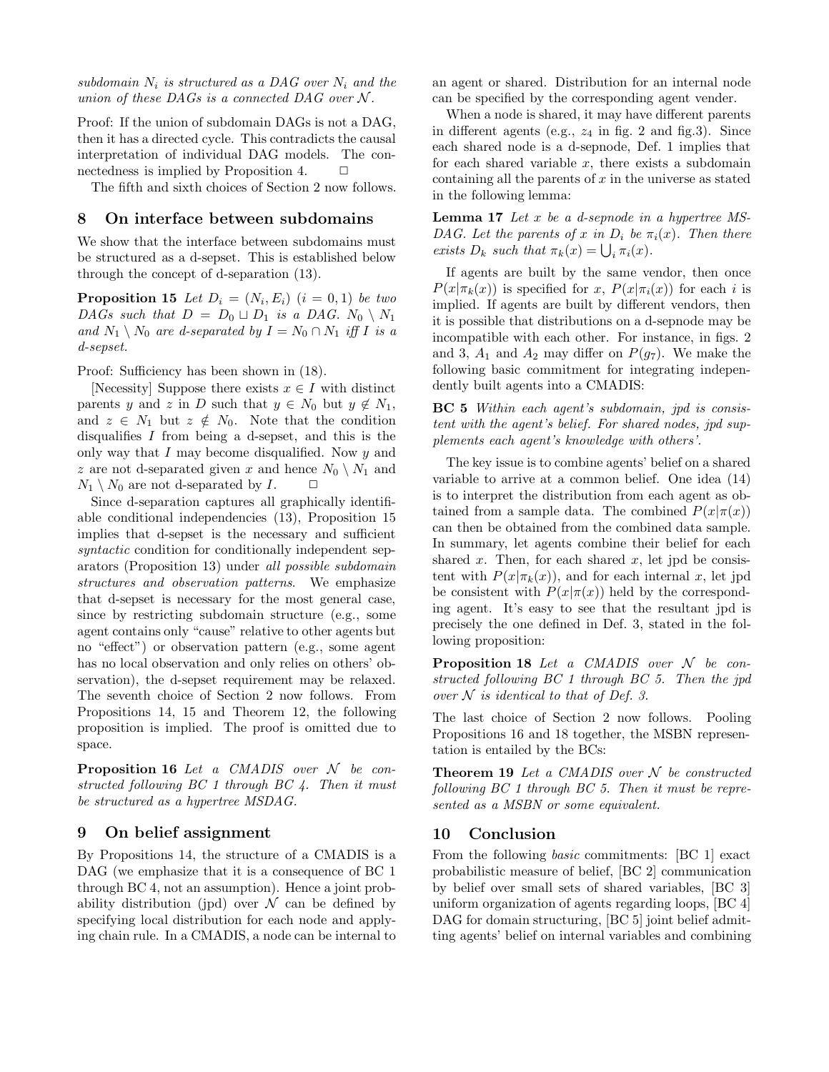*subdomain $N_i$ is structured as a DAG over $N_i$ and the union of these DAGs is a connected DAG over $\mathcal{N}$.*

Proof: If the union of subdomain DAGs is not a DAG, then it has a directed cycle. This contradicts the causal interpretation of individual DAG models. The connectedness is implied by Proposition 4. □

The fifth and sixth choices of Section 2 now follows.

## 8 On interface between subdomains

We show that the interface between subdomains must be structured as a d-sepset. This is established below through the concept of d-separation (13).

**Proposition 15** *Let $D_i = (N_i, E_i)$ $(i = 0, 1)$ be two DAGs such that $D = D_0 \sqcup D_1$ is a DAG. $N_0 \setminus N_1$ and $N_1 \setminus N_0$ are d-separated by $I = N_0 \cap N_1$ iff $I$ is a d-sepset.*

Proof: Sufficiency has been shown in (18).

[Necessity] Suppose there exists $x \in I$ with distinct parents $y$ and $z$ in $D$ such that $y \in N_0$ but $y \notin N_1$, and $z \in N_1$ but $z \notin N_0$. Note that the condition disqualifies $I$ from being a d-sepset, and this is the only way that $I$ may become disqualified. Now $y$ and $z$ are not d-separated given $x$ and hence $N_0 \setminus N_1$ and $N_1 \setminus N_0$ are not d-separated by $I$. □

Since d-separation captures all graphically identifiable conditional independencies (13), Proposition 15 implies that d-sepset is the necessary and sufficient *syntactic* condition for conditionally independent separators (Proposition 13) under *all possible subdomain structures and observation patterns*. We emphasize that d-sepset is necessary for the most general case, since by restricting subdomain structure (e.g., some agent contains only "cause" relative to other agents but no "effect") or observation pattern (e.g., some agent has no local observation and only relies on others' observation), the d-sepset requirement may be relaxed. The seventh choice of Section 2 now follows. From Propositions 14, 15 and Theorem 12, the following proposition is implied. The proof is omitted due to space.

**Proposition 16** *Let a CMADIS over $\mathcal{N}$ be constructed following BC 1 through BC 4. Then it must be structured as a hypertree MSDAG.*

## 9 On belief assignment

By Propositions 14, the structure of a CMADIS is a DAG (we emphasize that it is a consequence of BC 1 through BC 4, not an assumption). Hence a joint probability distribution (jpd) over $\mathcal{N}$ can be defined by specifying local distribution for each node and applying chain rule. In a CMADIS, a node can be internal to an agent or shared. Distribution for an internal node can be specified by the corresponding agent vender.

When a node is shared, it may have different parents in different agents (e.g., $z_4$ in fig. 2 and fig.3). Since each shared node is a d-sepnode, Def. 1 implies that for each shared variable $x$, there exists a subdomain containing all the parents of $x$ in the universe as stated in the following lemma:

**Lemma 17** *Let $x$ be a d-sepnode in a hypertree MSDAG. Let the parents of $x$ in $D_i$ be $\pi_i(x)$. Then there exists $D_k$ such that $\pi_k(x) = \bigcup_i \pi_i(x)$.*

If agents are built by the same vendor, then once $P(x|\pi_k(x))$ is specified for $x$, $P(x|\pi_i(x))$ for each $i$ is implied. If agents are built by different vendors, then it is possible that distributions on a d-sepnode may be incompatible with each other. For instance, in figs. 2 and 3, $A_1$ and $A_2$ may differ on $P(g_7)$. We make the following basic commitment for integrating independently built agents into a CMADIS:

**BC 5** *Within each agent's subdomain, jpd is consistent with the agent's belief. For shared nodes, jpd supplements each agent's knowledge with others'.*

The key issue is to combine agents' belief on a shared variable to arrive at a common belief. One idea (14) is to interpret the distribution from each agent as obtained from a sample data. The combined $P(x|\pi(x))$ can then be obtained from the combined data sample. In summary, let agents combine their belief for each shared $x$. Then, for each shared $x$, let jpd be consistent with $P(x|\pi_k(x))$, and for each internal $x$, let jpd be consistent with $P(x|\pi(x))$ held by the corresponding agent. It's easy to see that the resultant jpd is precisely the one defined in Def. 3, stated in the following proposition:

**Proposition 18** *Let a CMADIS over $\mathcal{N}$ be constructed following BC 1 through BC 5. Then the jpd over $\mathcal{N}$ is identical to that of Def. 3.*

The last choice of Section 2 now follows. Pooling Propositions 16 and 18 together, the MSBN representation is entailed by the BCs:

**Theorem 19** *Let a CMADIS over $\mathcal{N}$ be constructed following BC 1 through BC 5. Then it must be represented as a MSBN or some equivalent.*

## 10 Conclusion

From the following *basic* commitments: [BC 1] exact probabilistic measure of belief, [BC 2] communication by belief over small sets of shared variables, [BC 3] uniform organization of agents regarding loops, [BC 4] DAG for domain structuring, [BC 5] joint belief admitting agents' belief on internal variables and combining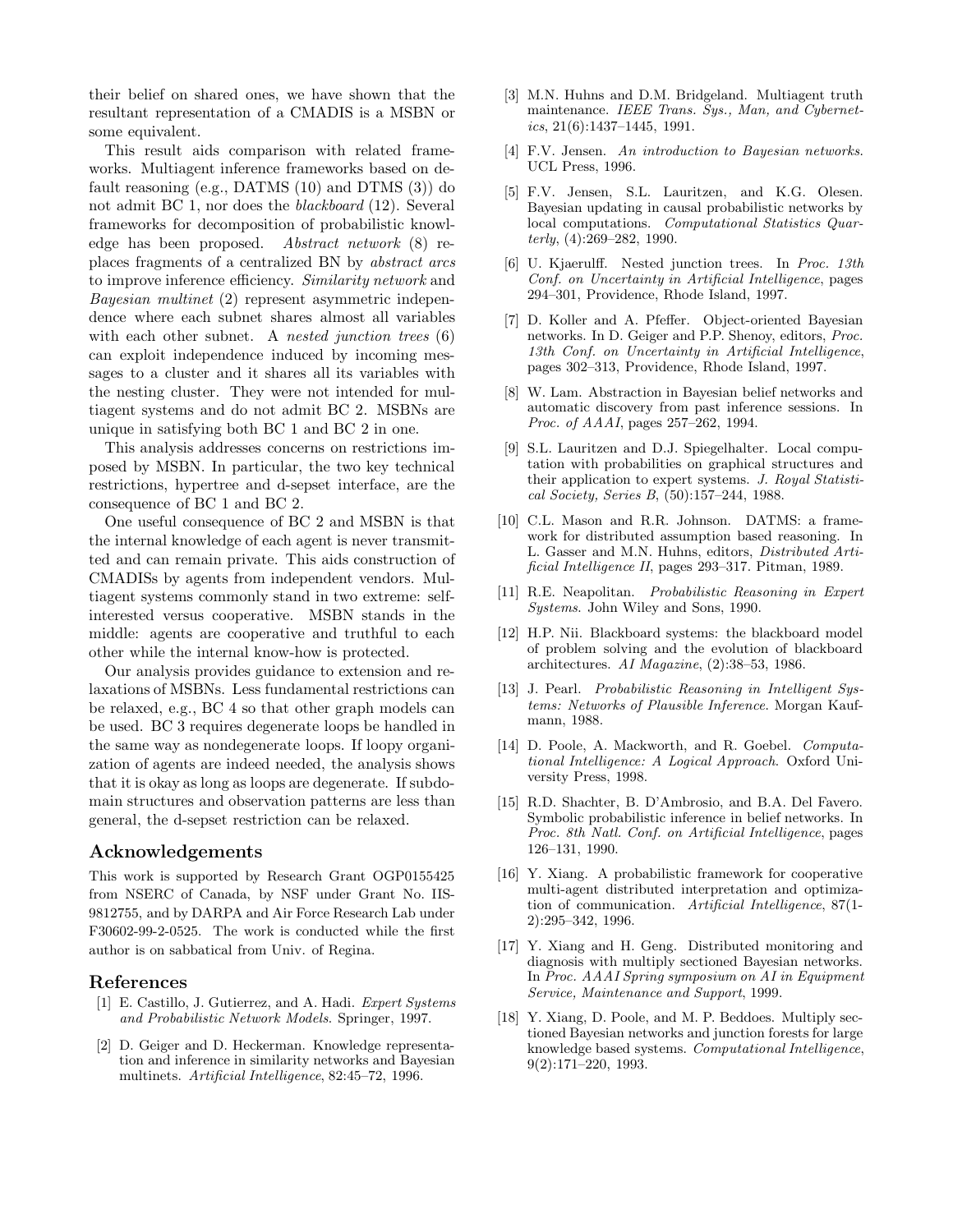their belief on shared ones, we have shown that the resultant representation of a CMADIS is a MSBN or some equivalent.

This result aids comparison with related frameworks. Multiagent inference frameworks based on default reasoning (e.g., DATMS (10) and DTMS (3)) do not admit BC 1, nor does the *blackboard* (12). Several frameworks for decomposition of probabilistic knowledge has been proposed. *Abstract network* (8) replaces fragments of a centralized BN by *abstract arcs* to improve inference efficiency. *Similarity network* and *Bayesian multinet* (2) represent asymmetric independence where each subnet shares almost all variables with each other subnet. A *nested junction trees* (6) can exploit independence induced by incoming messages to a cluster and it shares all its variables with the nesting cluster. They were not intended for multiagent systems and do not admit BC 2. MSBNs are unique in satisfying both BC 1 and BC 2 in one.

This analysis addresses concerns on restrictions imposed by MSBN. In particular, the two key technical restrictions, hypertree and d-sepset interface, are the consequence of BC 1 and BC 2.

One useful consequence of BC 2 and MSBN is that the internal knowledge of each agent is never transmitted and can remain private. This aids construction of CMADISs by agents from independent vendors. Multiagent systems commonly stand in two extreme: self-interested versus cooperative. MSBN stands in the middle: agents are cooperative and truthful to each other while the internal know-how is protected.

Our analysis provides guidance to extension and relaxations of MSBNs. Less fundamental restrictions can be relaxed, e.g., BC 4 so that other graph models can be used. BC 3 requires degenerate loops be handled in the same way as nondegenerate loops. If loopy organization of agents are indeed needed, the analysis shows that it is okay as long as loops are degenerate. If subdomain structures and observation patterns are less than general, the d-sepset restriction can be relaxed.

## Acknowledgements

This work is supported by Research Grant OGP0155425 from NSERC of Canada, by NSF under Grant No. IIS-9812755, and by DARPA and Air Force Research Lab under F30602-99-2-0525. The work is conducted while the first author is on sabbatical from Univ. of Regina.

## References

[1] E. Castillo, J. Gutierrez, and A. Hadi. *Expert Systems and Probabilistic Network Models*. Springer, 1997.

[2] D. Geiger and D. Heckerman. Knowledge representation and inference in similarity networks and Bayesian multinets. *Artificial Intelligence*, 82:45–72, 1996.

[3] M.N. Huhns and D.M. Bridgeland. Multiagent truth maintenance. *IEEE Trans. Sys., Man, and Cybernetics*, 21(6):1437–1445, 1991.

[4] F.V. Jensen. *An introduction to Bayesian networks*. UCL Press, 1996.

[5] F.V. Jensen, S.L. Lauritzen, and K.G. Olesen. Bayesian updating in causal probabilistic networks by local computations. *Computational Statistics Quarterly*, (4):269–282, 1990.

[6] U. Kjaerulff. Nested junction trees. In *Proc. 13th Conf. on Uncertainty in Artificial Intelligence*, pages 294–301, Providence, Rhode Island, 1997.

[7] D. Koller and A. Pfeffer. Object-oriented Bayesian networks. In D. Geiger and P.P. Shenoy, editors, *Proc. 13th Conf. on Uncertainty in Artificial Intelligence*, pages 302–313, Providence, Rhode Island, 1997.

[8] W. Lam. Abstraction in Bayesian belief networks and automatic discovery from past inference sessions. In *Proc. of AAAI*, pages 257–262, 1994.

[9] S.L. Lauritzen and D.J. Spiegelhalter. Local computation with probabilities on graphical structures and their application to expert systems. *J. Royal Statistical Society, Series B*, (50):157–244, 1988.

[10] C.L. Mason and R.R. Johnson. DATMS: a framework for distributed assumption based reasoning. In L. Gasser and M.N. Huhns, editors, *Distributed Artificial Intelligence II*, pages 293–317. Pitman, 1989.

[11] R.E. Neapolitan. *Probabilistic Reasoning in Expert Systems*. John Wiley and Sons, 1990.

[12] H.P. Nii. Blackboard systems: the blackboard model of problem solving and the evolution of blackboard architectures. *AI Magazine*, (2):38–53, 1986.

[13] J. Pearl. *Probabilistic Reasoning in Intelligent Systems: Networks of Plausible Inference*. Morgan Kaufmann, 1988.

[14] D. Poole, A. Mackworth, and R. Goebel. *Computational Intelligence: A Logical Approach*. Oxford University Press, 1998.

[15] R.D. Shachter, B. D'Ambrosio, and B.A. Del Favero. Symbolic probabilistic inference in belief networks. In *Proc. 8th Natl. Conf. on Artificial Intelligence*, pages 126–131, 1990.

[16] Y. Xiang. A probabilistic framework for cooperative multi-agent distributed interpretation and optimization of communication. *Artificial Intelligence*, 87(1-2):295–342, 1996.

[17] Y. Xiang and H. Geng. Distributed monitoring and diagnosis with multiply sectioned Bayesian networks. In *Proc. AAAI Spring symposium on AI in Equipment Service, Maintenance and Support*, 1999.

[18] Y. Xiang, D. Poole, and M. P. Beddoes. Multiply sectioned Bayesian networks and junction forests for large knowledge based systems. *Computational Intelligence*, 9(2):171–220, 1993.